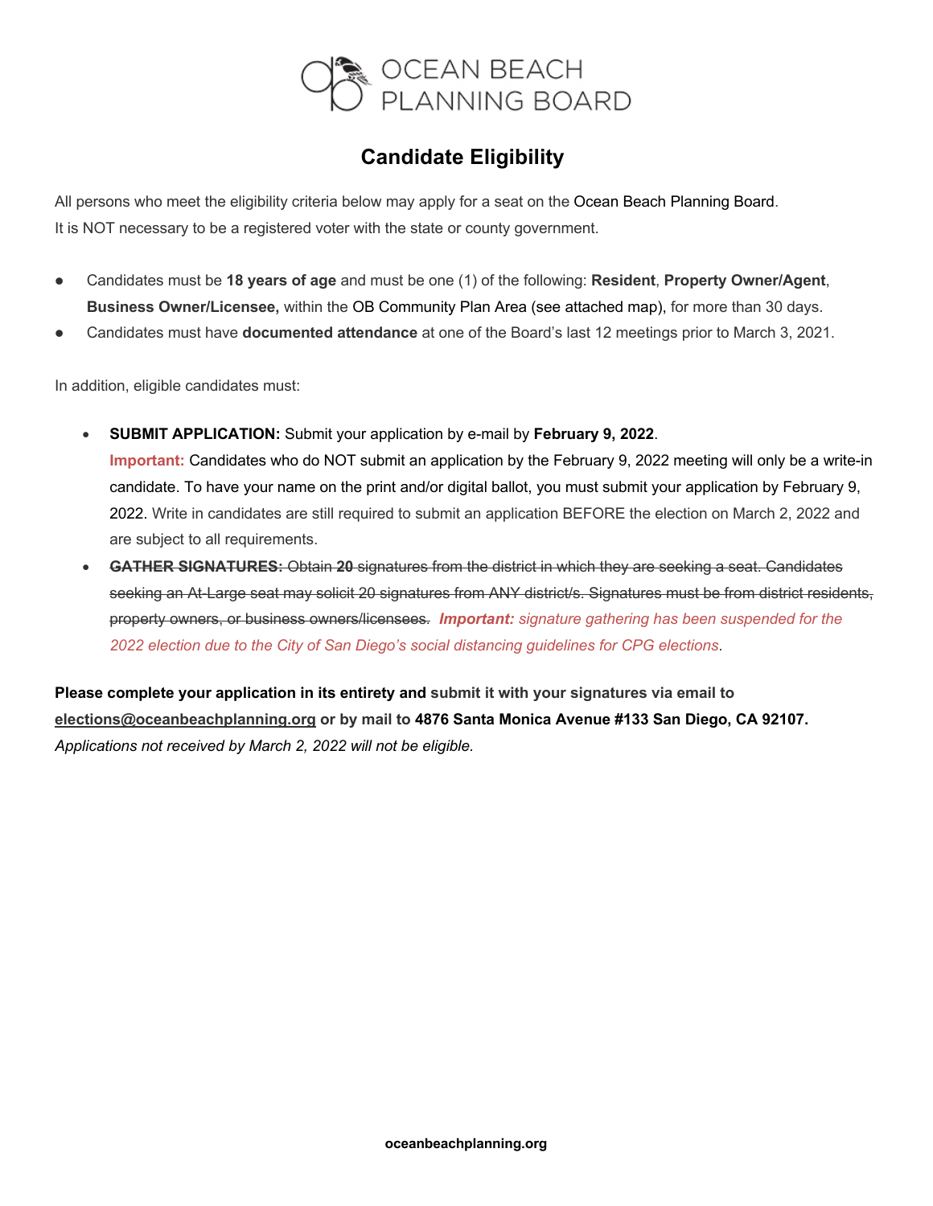OCEAN BEACH PLANNING BOARD

# Candidate Eligibility

All persons who meet the eligibility criteria below may apply for a seat on the Ocean Beach Planning Board.
It is NOT necessary to be a registered voter with the state or county government.

- Candidates must be **18 years of age** and must be one (1) of the following: **Resident**, **Property Owner/Agent**, **Business Owner/Licensee,** within the OB Community Plan Area (see attached map), for more than 30 days.
- Candidates must have **documented attendance** at one of the Board's last 12 meetings prior to March 3, 2021.

In addition, eligible candidates must:

- **SUBMIT APPLICATION:** Submit your application by e-mail by **February 9, 2022**.
  **Important:** Candidates who do NOT submit an application by the February 9, 2022 meeting will only be a write-in candidate. To have your name on the print and/or digital ballot, you must submit your application by February 9, 2022. Write in candidates are still required to submit an application BEFORE the election on March 2, 2022 and are subject to all requirements.
- ~~**GATHER SIGNATURES:** Obtain **20** signatures from the district in which they are seeking a seat. Candidates seeking an At-Large seat may solicit 20 signatures from ANY district/s. Signatures must be from district residents, property owners, or business owners/licensees.~~ ***Important:*** *signature gathering has been suspended for the 2022 election due to the City of San Diego's social distancing guidelines for CPG elections.*

**Please complete your application in its entirety and submit it with your signatures via email to elections@oceanbeachplanning.org or by mail to 4876 Santa Monica Avenue #133 San Diego, CA 92107.**
*Applications not received by March 2, 2022 will not be eligible.*

**oceanbeachplanning.org**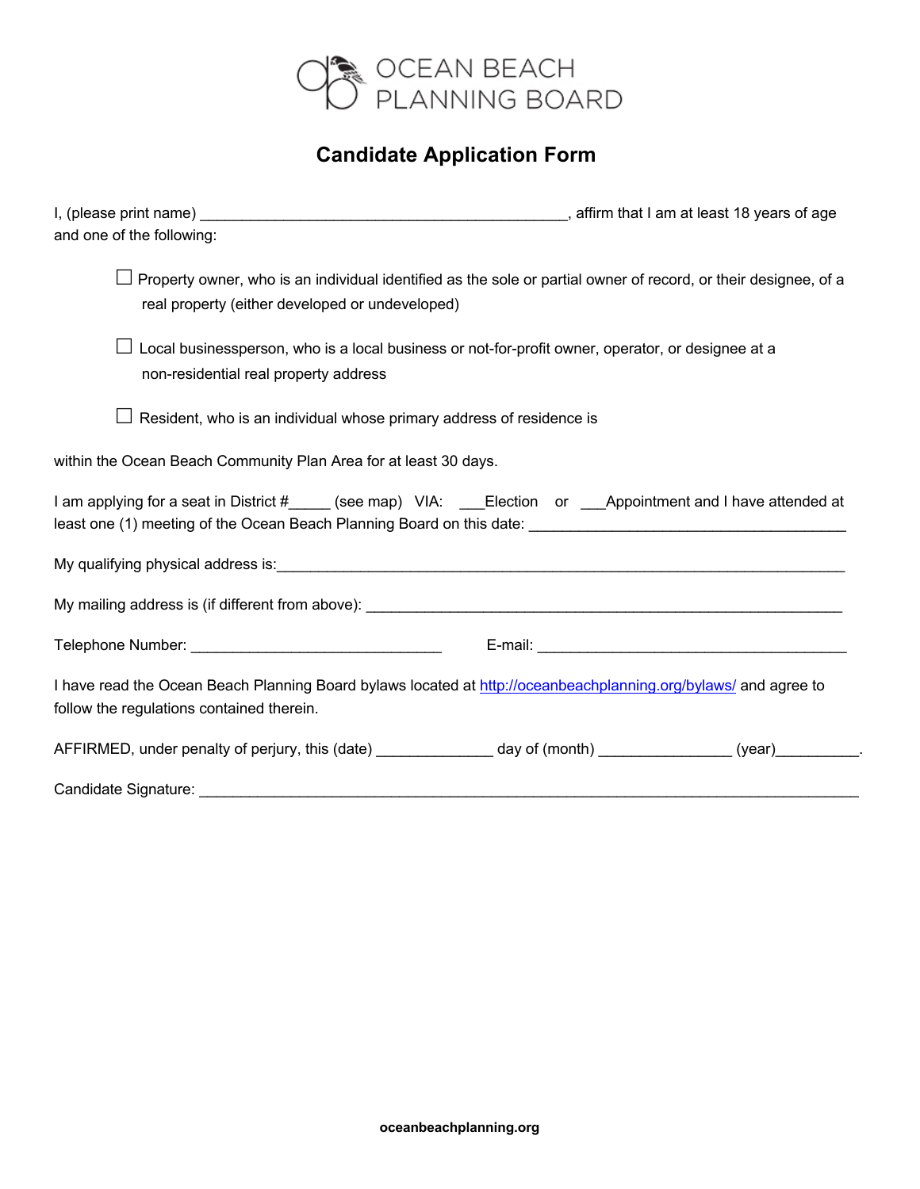OCEAN BEACH PLANNING BOARD

# Candidate Application Form

I, (please print name) _____________________________________________, affirm that I am at least 18 years of age and one of the following:

- ☐ Property owner, who is an individual identified as the sole or partial owner of record, or their designee, of a real property (either developed or undeveloped)

- ☐ Local businessperson, who is a local business or not-for-profit owner, operator, or designee at a non-residential real property address

- ☐ Resident, who is an individual whose primary address of residence is

within the Ocean Beach Community Plan Area for at least 30 days.

I am applying for a seat in District #_____ (see map) VIA: ___Election or ___Appointment and I have attended at least one (1) meeting of the Ocean Beach Planning Board on this date: _______________________________________

My qualifying physical address is:_________________________________________________________________________

My mailing address is (if different from above): ___________________________________________________________

Telephone Number: ______________________________ E-mail: ______________________________________

I have read the Ocean Beach Planning Board bylaws located at http://oceanbeachplanning.org/bylaws/ and agree to follow the regulations contained therein.

AFFIRMED, under penalty of perjury, this (date) ______________ day of (month) ________________ (year)__________.

Candidate Signature: _______________________________________________________________________________

oceanbeachplanning.org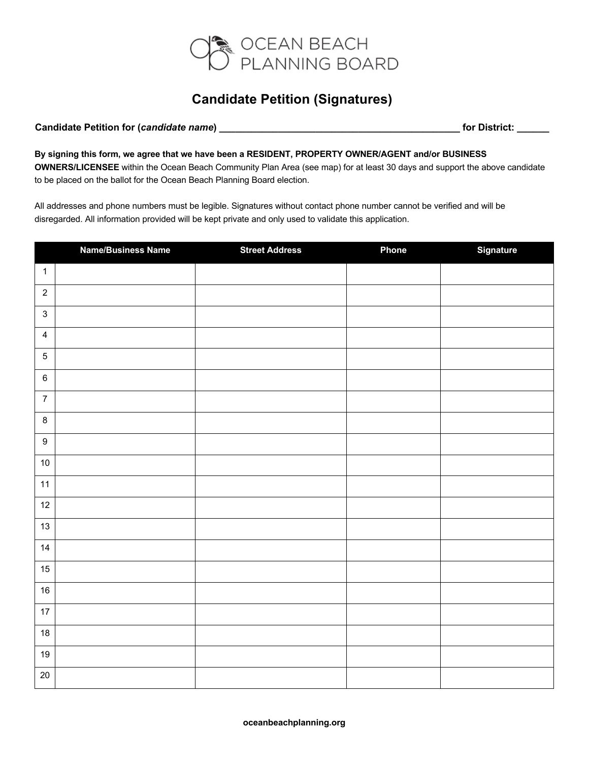OCEAN BEACH PLANNING BOARD

# Candidate Petition (Signatures)

**Candidate Petition for (*candidate name*) _______________________________________________ for District: ______**

**By signing this form, we agree that we have been a RESIDENT, PROPERTY OWNER/AGENT and/or BUSINESS OWNERS/LICENSEE** within the Ocean Beach Community Plan Area (see map) for at least 30 days and support the above candidate to be placed on the ballot for the Ocean Beach Planning Board election.

All addresses and phone numbers must be legible. Signatures without contact phone number cannot be verified and will be disregarded. All information provided will be kept private and only used to validate this application.

| | Name/Business Name | Street Address | Phone | Signature |
|---|---|---|---|---|
| 1 | | | | |
| 2 | | | | |
| 3 | | | | |
| 4 | | | | |
| 5 | | | | |
| 6 | | | | |
| 7 | | | | |
| 8 | | | | |
| 9 | | | | |
| 10 | | | | |
| 11 | | | | |
| 12 | | | | |
| 13 | | | | |
| 14 | | | | |
| 15 | | | | |
| 16 | | | | |
| 17 | | | | |
| 18 | | | | |
| 19 | | | | |
| 20 | | | | |

**oceanbeachplanning.org**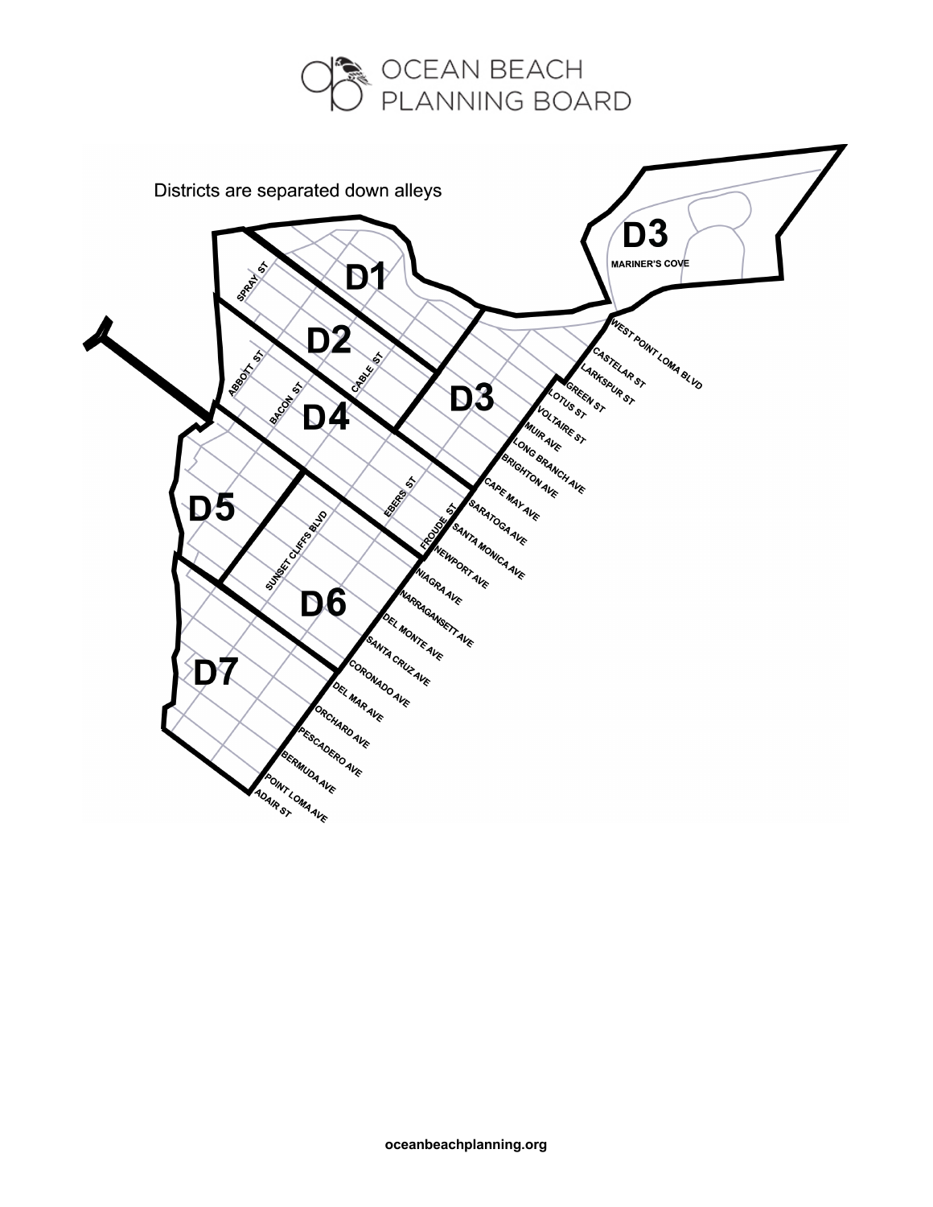OCEAN BEACH PLANNING BOARD

Districts are separated down alleys

D1
D2
D3
D3
MARINER'S COVE
D4
D5
D6
D7

SPRAY ST
ABBOTT ST
BACON ST
CABLE ST
EBERS ST
FROUDE ST
SUNSET CLIFFS BLVD

WEST POINT LOMA BLVD
CASTELAR ST
LARKSPUR ST
GREEN ST
LOTUS ST
VOLTAIRE ST
MUIR AVE
LONG BRANCH AVE
BRIGHTON AVE
CAPE MAY AVE
SARATOGA AVE
SANTA MONICA AVE
NEWPORT AVE
NIAGRA AVE
NARRAGANSETT AVE
DEL MONTE AVE
SANTA CRUZ AVE
CORONADO AVE
DEL MAR AVE
ORCHARD AVE
PESCADERO AVE
BERMUDA AVE
POINT LOMA AVE
ADAIR ST

oceanbeachplanning.org